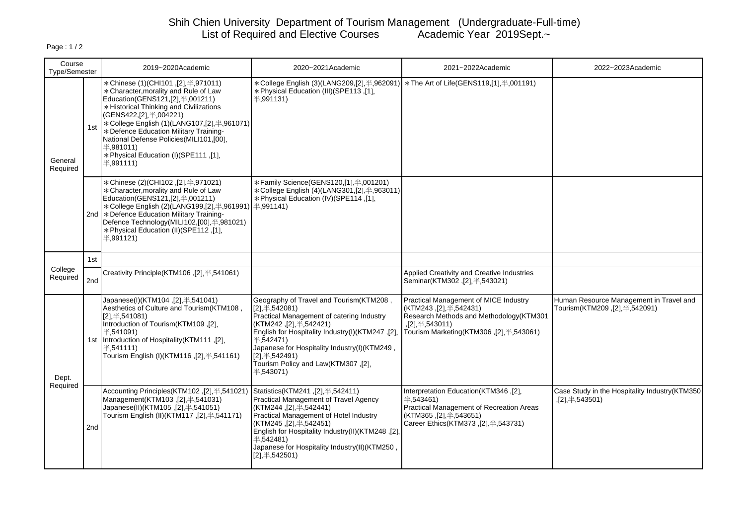# Shih Chien University Department of Tourism Management (Undergraduate-Full-time)

## List of Required and Elective Courses Academic Year 2019Sept.~

| Course Type/Semester | | 2019~2020Academic | 2020~2021Academic | 2021~2022Academic | 2022~2023Academic |
|---|---|---|---|---|---|
| General Required | 1st | ＊Chinese (1)(CHI101 ,[2],半,971011)<br>＊Character,morality and Rule of Law Education(GENS121,[2],半,001211)<br>＊Historical Thinking and Civilizations (GENS422,[2],半,004221)<br>＊College English (1)(LANG107,[2],半,961071)<br>＊Defence Education Military Training-National Defense Policies(MILI101,[00],半,981011)<br>＊Physical Education (I)(SPE111 ,[1],半,991111) | ＊College English (3)(LANG209,[2],半,962091)<br>＊Physical Education (III)(SPE113 ,[1],半,991131) | ＊The Art of Life(GENS119,[1],半,001191) | |
| | 2nd | ＊Chinese (2)(CHI102 ,[2],半,971021)<br>＊Character,morality and Rule of Law Education(GENS121,[2],半,001211)<br>＊College English (2)(LANG199,[2],半,961991)<br>＊Defence Education Military Training-Defence Technology(MILI102,[00],半,981021)<br>＊Physical Education (II)(SPE112 ,[1],半,991121) | ＊Family Science(GENS120,[1],半,001201)<br>＊College English (4)(LANG301,[2],半,963011)<br>＊Physical Education (IV)(SPE114 ,[1],半,991141) | | |
| College Required | 1st | | | | |
| | 2nd | Creativity Principle(KTM106 ,[2],半,541061) | | Applied Creativity and Creative Industries Seminar(KTM302 ,[2],半,543021) | |
| Dept. Required | 1st | Japanese(I)(KTM104 ,[2],半,541041)<br>Aesthetics of Culture and Tourism(KTM108 ,[2],半,541081)<br>Introduction of Tourism(KTM109 ,[2],半,541091)<br>Introduction of Hospitality(KTM111 ,[2],半,541111)<br>Tourism English (I)(KTM116 ,[2],半,541161) | Geography of Travel and Tourism(KTM208 ,[2],半,542081)<br>Practical Management of catering Industry (KTM242 ,[2],半,542421)<br>English for Hospitality Industry(I)(KTM247 ,[2],半,542471)<br>Japanese for Hospitality Industry(I)(KTM249 ,[2],半,542491)<br>Tourism Policy and Law(KTM307 ,[2],半,543071) | Practical Management of MICE Industry (KTM243 ,[2],半,542431)<br>Research Methods and Methodology(KTM301 ,[2],半,543011)<br>Tourism Marketing(KTM306 ,[2],半,543061) | Human Resource Management in Travel and Tourism(KTM209 ,[2],半,542091) |
| | 2nd | Accounting Principles(KTM102 ,[2],半,541021)<br>Management(KTM103 ,[2],半,541031)<br>Japanese(II)(KTM105 ,[2],半,541051)<br>Tourism English (II)(KTM117 ,[2],半,541171) | Statistics(KTM241 ,[2],半,542411)<br>Practical Management of Travel Agency (KTM244 ,[2],半,542441)<br>Practical Management of Hotel Industry (KTM245 ,[2],半,542451)<br>English for Hospitality Industry(II)(KTM248 ,[2],半,542481)<br>Japanese for Hospitality Industry(II)(KTM250 ,[2],半,542501) | Interpretation Education(KTM346 ,[2],半,543461)<br>Practical Management of Recreation Areas (KTM365 ,[2],半,543651)<br>Career Ethics(KTM373 ,[2],半,543731) | Case Study in the Hospitality Industry(KTM350 ,[2],半,543501) |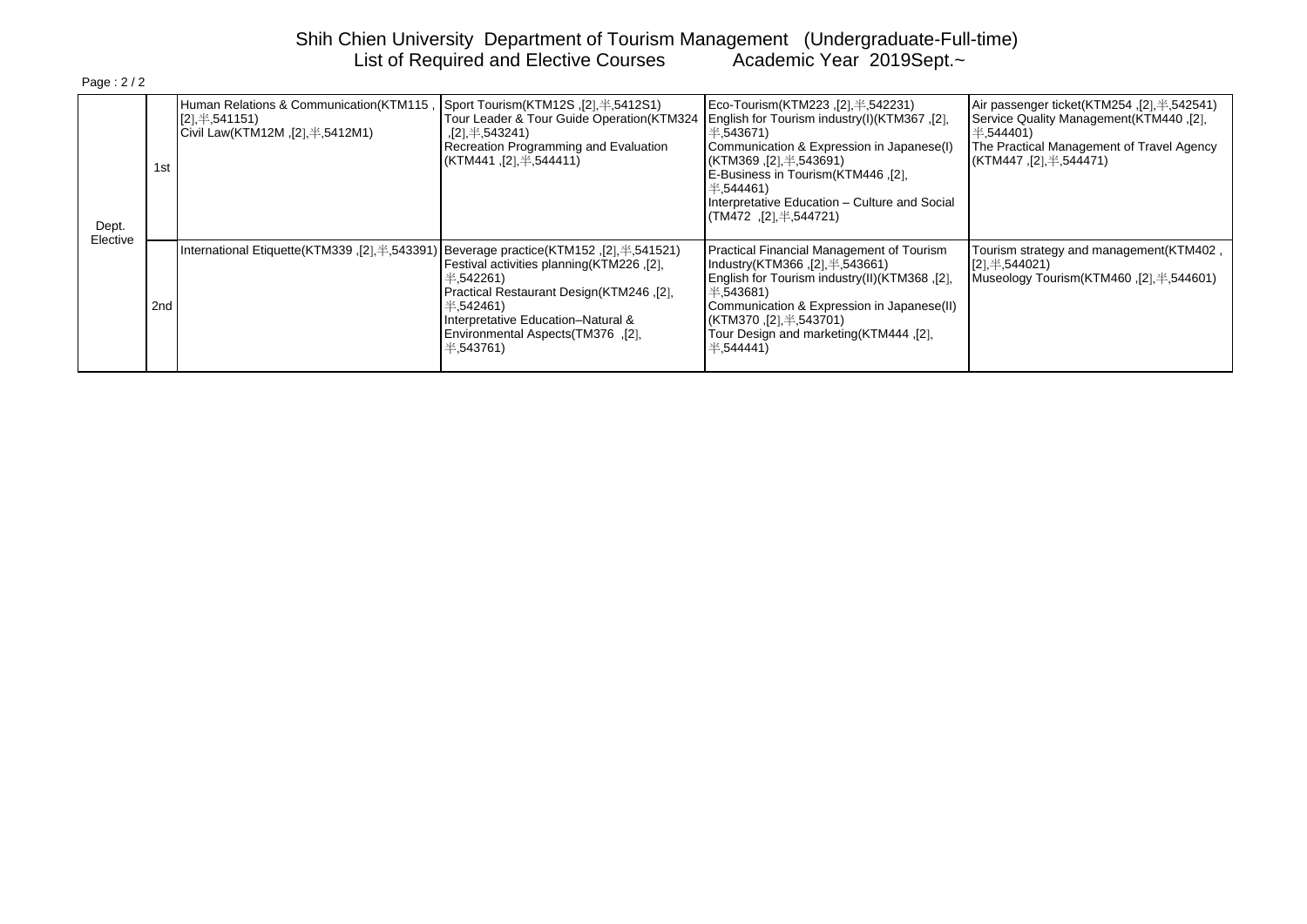# Shih Chien University Department of Tourism Management (Undergraduate-Full-time)

## List of Required and Elective Courses Academic Year 2019Sept.~

| | | | | | |
|---|---|---|---|---|---|
| Dept. Elective | 1st | Human Relations & Communication(KTM115 ,[2],半,541151)<br>Civil Law(KTM12M ,[2],半,5412M1) | Sport Tourism(KTM12S ,[2],半,5412S1)<br>Tour Leader & Tour Guide Operation(KTM324 ,[2],半,543241)<br>Recreation Programming and Evaluation (KTM441 ,[2],半,544411) | Eco-Tourism(KTM223 ,[2],半,542231)<br>English for Tourism industry(I)(KTM367 ,[2],半,543671)<br>Communication & Expression in Japanese(I) (KTM369 ,[2],半,543691)<br>E-Business in Tourism(KTM446 ,[2],半,544461)<br>Interpretative Education – Culture and Social (TM472 ,[2],半,544721) | Air passenger ticket(KTM254 ,[2],半,542541)<br>Service Quality Management(KTM440 ,[2],半,544401)<br>The Practical Management of Travel Agency (KTM447 ,[2],半,544471) |
| | 2nd | International Etiquette(KTM339 ,[2],半,543391) | Beverage practice(KTM152 ,[2],半,541521)<br>Festival activities planning(KTM226 ,[2],半,542261)<br>Practical Restaurant Design(KTM246 ,[2],半,542461)<br>Interpretative Education–Natural & Environmental Aspects(TM376 ,[2],半,543761) | Practical Financial Management of Tourism Industry(KTM366 ,[2],半,543661)<br>English for Tourism industry(II)(KTM368 ,[2],半,543681)<br>Communication & Expression in Japanese(II) (KTM370 ,[2],半,543701)<br>Tour Design and marketing(KTM444 ,[2],半,544441) | Tourism strategy and management(KTM402 ,[2],半,544021)<br>Museology Tourism(KTM460 ,[2],半,544601) |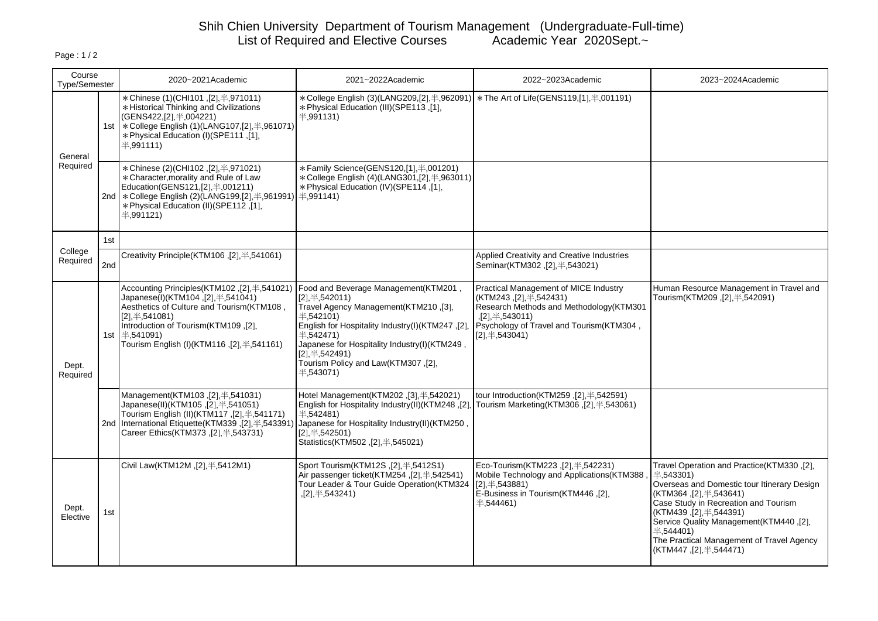# Shih Chien University Department of Tourism Management (Undergraduate-Full-time)

## List of Required and Elective Courses Academic Year 2020Sept.~

| Course Type/Semester | | 2020~2021Academic | 2021~2022Academic | 2022~2023Academic | 2023~2024Academic |
|---|---|---|---|---|---|
| General Required | 1st | ＊Chinese (1)(CHI101 ,[2],半,971011)<br>＊Historical Thinking and Civilizations (GENS422,[2],半,004221)<br>＊College English (1)(LANG107,[2],半,961071)<br>＊Physical Education (I)(SPE111 ,[1],半,991111) | ＊College English (3)(LANG209,[2],半,962091)<br>＊Physical Education (III)(SPE113 ,[1],半,991131) | ＊The Art of Life(GENS119,[1],半,001191) | |
| | 2nd | ＊Chinese (2)(CHI102 ,[2],半,971021)<br>＊Character,morality and Rule of Law Education(GENS121,[2],半,001211)<br>＊College English (2)(LANG199,[2],半,961991)<br>＊Physical Education (II)(SPE112 ,[1],半,991121) | ＊Family Science(GENS120,[1],半,001201)<br>＊College English (4)(LANG301,[2],半,963011)<br>＊Physical Education (IV)(SPE114 ,[1],半,991141) | | |
| College Required | 1st | | | | |
| | 2nd | Creativity Principle(KTM106 ,[2],半,541061) | | Applied Creativity and Creative Industries Seminar(KTM302 ,[2],半,543021) | |
| Dept. Required | 1st | Accounting Principles(KTM102 ,[2],半,541021)<br>Japanese(I)(KTM104 ,[2],半,541041)<br>Aesthetics of Culture and Tourism(KTM108 ,[2],半,541081)<br>Introduction of Tourism(KTM109 ,[2],半,541091)<br>Tourism English (I)(KTM116 ,[2],半,541161) | Food and Beverage Management(KTM201 ,[2],半,542011)<br>Travel Agency Management(KTM210 ,[3],半,542101)<br>English for Hospitality Industry(I)(KTM247 ,[2],半,542471)<br>Japanese for Hospitality Industry(I)(KTM249 ,[2],半,542491)<br>Tourism Policy and Law(KTM307 ,[2],半,543071) | Practical Management of MICE Industry (KTM243 ,[2],半,542431)<br>Research Methods and Methodology(KTM301 ,[2],半,543011)<br>Psychology of Travel and Tourism(KTM304 ,[2],半,543041) | Human Resource Management in Travel and Tourism(KTM209 ,[2],半,542091) |
| | 2nd | Management(KTM103 ,[2],半,541031)<br>Japanese(II)(KTM105 ,[2],半,541051)<br>Tourism English (II)(KTM117 ,[2],半,541171)<br>International Etiquette(KTM339 ,[2],半,543391)<br>Career Ethics(KTM373 ,[2],半,543731) | Hotel Management(KTM202 ,[3],半,542021)<br>English for Hospitality Industry(II)(KTM248 ,[2],半,542481)<br>Japanese for Hospitality Industry(II)(KTM250 ,[2],半,542501)<br>Statistics(KTM502 ,[2],半,545021) | tour Introduction(KTM259 ,[2],半,542591)<br>Tourism Marketing(KTM306 ,[2],半,543061) | |
| Dept. Elective | 1st | Civil Law(KTM12M ,[2],半,5412M1) | Sport Tourism(KTM12S ,[2],半,5412S1)<br>Air passenger ticket(KTM254 ,[2],半,542541)<br>Tour Leader & Tour Guide Operation(KTM324 ,[2],半,543241) | Eco-Tourism(KTM223 ,[2],半,542231)<br>Mobile Technology and Applications(KTM388 ,[2],半,543881)<br>E-Business in Tourism(KTM446 ,[2],半,544461) | Travel Operation and Practice(KTM330 ,[2],半,543301)<br>Overseas and Domestic tour Itinerary Design (KTM364 ,[2],半,543641)<br>Case Study in Recreation and Tourism (KTM439 ,[2],半,544391)<br>Service Quality Management(KTM440 ,[2],半,544401)<br>The Practical Management of Travel Agency (KTM447 ,[2],半,544471) |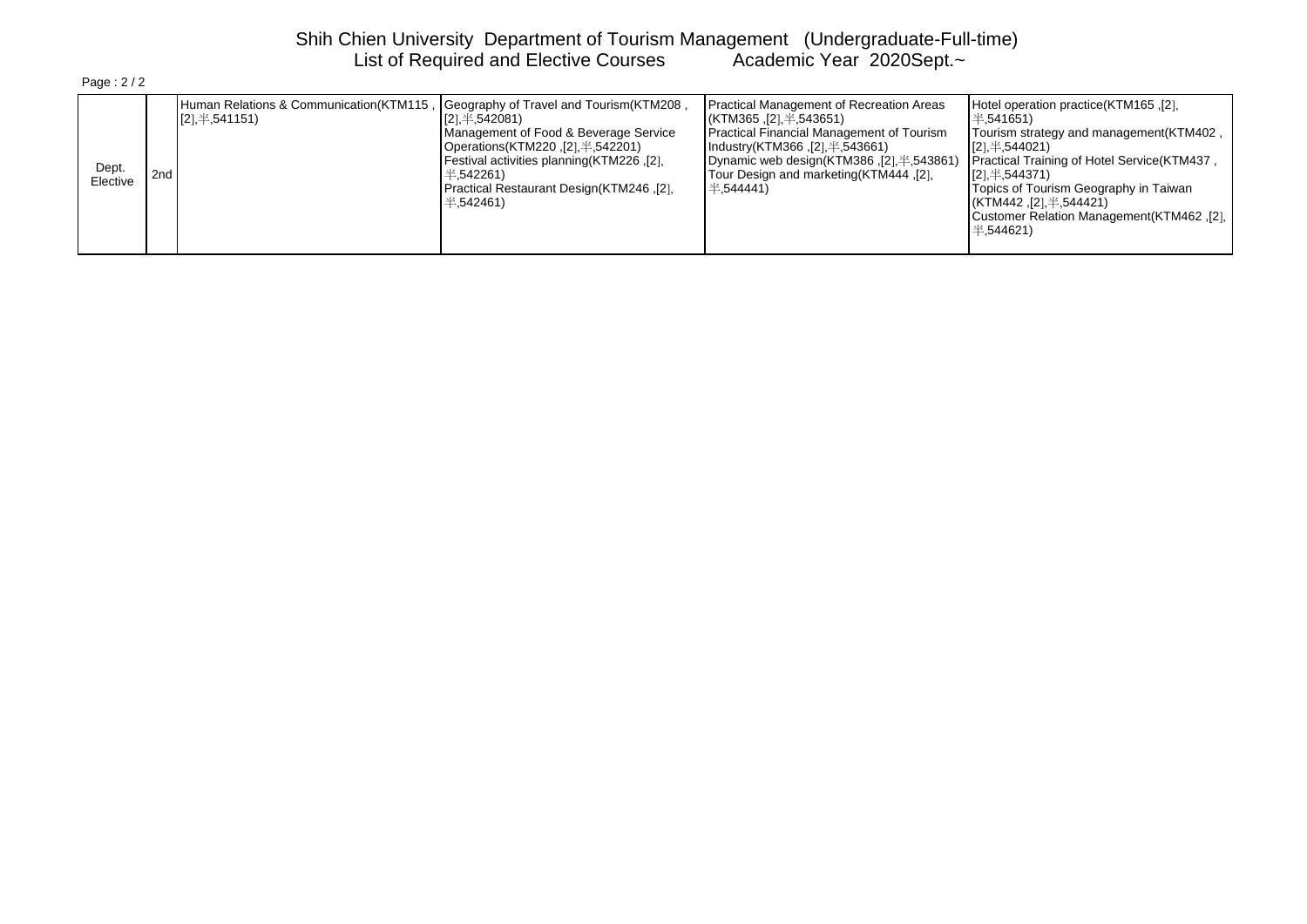# Shih Chien University Department of Tourism Management (Undergraduate-Full-time)

## List of Required and Elective Courses Academic Year 2020Sept.~

| | | | | | |
|---|---|---|---|---|---|
| Dept. Elective | 2nd | Human Relations & Communication(KTM115 ,[2],半,541151) | Geography of Travel and Tourism(KTM208 ,[2],半,542081)<br>Management of Food & Beverage Service Operations(KTM220 ,[2],半,542201)<br>Festival activities planning(KTM226 ,[2],半,542261)<br>Practical Restaurant Design(KTM246 ,[2],半,542461) | Practical Management of Recreation Areas (KTM365 ,[2],半,543651)<br>Practical Financial Management of Tourism Industry(KTM366 ,[2],半,543661)<br>Dynamic web design(KTM386 ,[2],半,543861)<br>Tour Design and marketing(KTM444 ,[2],半,544441) | Hotel operation practice(KTM165 ,[2],半,541651)<br>Tourism strategy and management(KTM402 ,[2],半,544021)<br>Practical Training of Hotel Service(KTM437 ,[2],半,544371)<br>Topics of Tourism Geography in Taiwan (KTM442 ,[2],半,544421)<br>Customer Relation Management(KTM462 ,[2],半,544621) |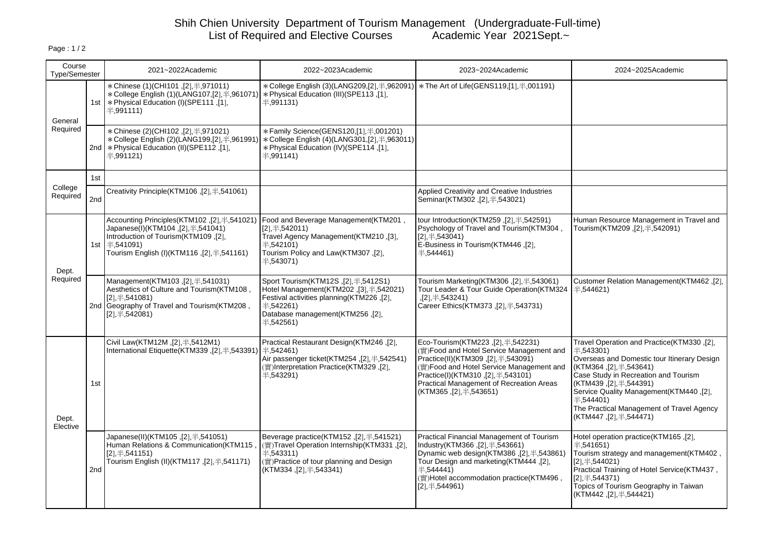# Shih Chien University Department of Tourism Management (Undergraduate-Full-time)

## List of Required and Elective Courses Academic Year 2021Sept.~

| Course Type/Semester | | 2021~2022Academic | 2022~2023Academic | 2023~2024Academic | 2024~2025Academic |
|---|---|---|---|---|---|
| General Required | 1st | *Chinese (1)(CHI101 ,[2],半,971011)<br>*College English (1)(LANG107,[2],半,961071)<br>*Physical Education (I)(SPE111 ,[1],半,991111) | *College English (3)(LANG209,[2],半,962091)<br>*Physical Education (III)(SPE113 ,[1],半,991131) | *The Art of Life(GENS119,[1],半,001191) | |
| | 2nd | *Chinese (2)(CHI102 ,[2],半,971021)<br>*College English (2)(LANG199,[2],半,961991)<br>*Physical Education (II)(SPE112 ,[1],半,991121) | *Family Science(GENS120,[1],半,001201)<br>*College English (4)(LANG301,[2],半,963011)<br>*Physical Education (IV)(SPE114 ,[1],半,991141) | | |
| College Required | 1st | | | | |
| | 2nd | Creativity Principle(KTM106 ,[2],半,541061) | | Applied Creativity and Creative Industries Seminar(KTM302 ,[2],半,543021) | |
| Dept. Required | 1st | Accounting Principles(KTM102 ,[2],半,541021)<br>Japanese(I)(KTM104 ,[2],半,541041)<br>Introduction of Tourism(KTM109 ,[2],半,541091)<br>Tourism English (I)(KTM116 ,[2],半,541161) | Food and Beverage Management(KTM201 ,[2],半,542011)<br>Travel Agency Management(KTM210 ,[3],半,542101)<br>Tourism Policy and Law(KTM307 ,[2],半,543071) | tour Introduction(KTM259 ,[2],半,542591)<br>Psychology of Travel and Tourism(KTM304 ,[2],半,543041)<br>E-Business in Tourism(KTM446 ,[2],半,544461) | Human Resource Management in Travel and Tourism(KTM209 ,[2],半,542091) |
| | 2nd | Management(KTM103 ,[2],半,541031)<br>Aesthetics of Culture and Tourism(KTM108 ,[2],半,541081)<br>Geography of Travel and Tourism(KTM208 ,[2],半,542081) | Sport Tourism(KTM12S ,[2],半,5412S1)<br>Hotel Management(KTM202 ,[3],半,542021)<br>Festival activities planning(KTM226 ,[2],半,542261)<br>Database management(KTM256 ,[2],半,542561) | Tourism Marketing(KTM306 ,[2],半,543061)<br>Tour Leader & Tour Guide Operation(KTM324 ,[2],半,543241)<br>Career Ethics(KTM373 ,[2],半,543731) | Customer Relation Management(KTM462 ,[2],半,544621) |
| Dept. Elective | 1st | Civil Law(KTM12M ,[2],半,5412M1)<br>International Etiquette(KTM339 ,[2],半,543391) | Practical Restaurant Design(KTM246 ,[2],半,542461)<br>Air passenger ticket(KTM254 ,[2],半,542541)<br>(實)Interpretation Practice(KTM329 ,[2],半,543291) | Eco-Tourism(KTM223 ,[2],半,542231)<br>(實)Food and Hotel Service Management and Practice(II)(KTM309 ,[2],半,543091)<br>(實)Food and Hotel Service Management and Practice(I)(KTM310 ,[2],半,543101)<br>Practical Management of Recreation Areas (KTM365 ,[2],半,543651) | Travel Operation and Practice(KTM330 ,[2],半,543301)<br>Overseas and Domestic tour Itinerary Design (KTM364 ,[2],半,543641)<br>Case Study in Recreation and Tourism (KTM439 ,[2],半,544391)<br>Service Quality Management(KTM440 ,[2],半,544401)<br>The Practical Management of Travel Agency (KTM447 ,[2],半,544471) |
| | 2nd | Japanese(II)(KTM105 ,[2],半,541051)<br>Human Relations & Communication(KTM115 ,[2],半,541151)<br>Tourism English (II)(KTM117 ,[2],半,541171) | Beverage practice(KTM152 ,[2],半,541521)<br>(實)Travel Operation Internship(KTM331 ,[2],半,543311)<br>(實)Practice of tour planning and Design (KTM334 ,[2],半,543341) | Practical Financial Management of Tourism Industry(KTM366 ,[2],半,543661)<br>Dynamic web design(KTM386 ,[2],半,543861)<br>Tour Design and marketing(KTM444 ,[2],半,544441)<br>(實)Hotel accommodation practice(KTM496 ,[2],半,544961) | Hotel operation practice(KTM165 ,[2],半,541651)<br>Tourism strategy and management(KTM402 ,[2],半,544021)<br>Practical Training of Hotel Service(KTM437 ,[2],半,544371)<br>Topics of Tourism Geography in Taiwan (KTM442 ,[2],半,544421) |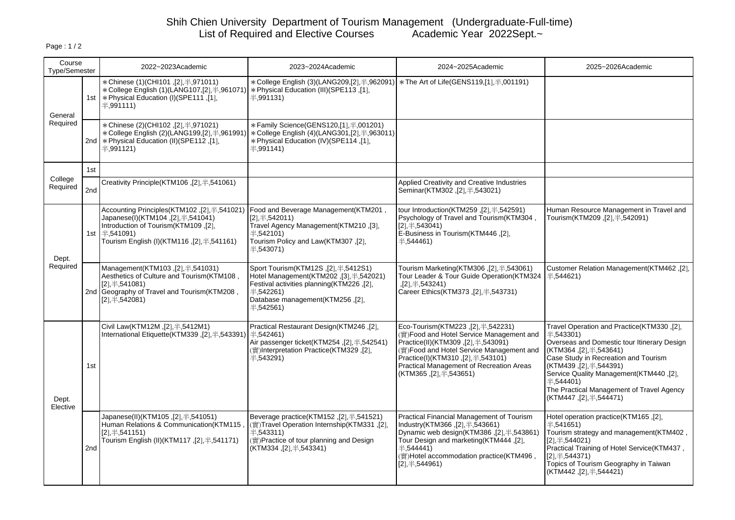# Shih Chien University Department of Tourism Management (Undergraduate-Full-time)

## List of Required and Elective Courses Academic Year 2022Sept.~

Page : 1 / 2

| Course Type/Semester | | 2022~2023Academic | 2023~2024Academic | 2024~2025Academic | 2025~2026Academic |
|---|---|---|---|---|---|
| General Required | 1st | *Chinese (1)(CHI101 ,[2],半,971011)<br>*College English (1)(LANG107,[2],半,961071)<br>*Physical Education (I)(SPE111 ,[1],半,991111) | *College English (3)(LANG209,[2],半,962091)<br>*Physical Education (III)(SPE113 ,[1],半,991131) | *The Art of Life(GENS119,[1],半,001191) | |
| | 2nd | *Chinese (2)(CHI102 ,[2],半,971021)<br>*College English (2)(LANG199,[2],半,961991)<br>*Physical Education (II)(SPE112 ,[1],半,991121) | *Family Science(GENS120,[1],半,001201)<br>*College English (4)(LANG301,[2],半,963011)<br>*Physical Education (IV)(SPE114 ,[1],半,991141) | | |
| College Required | 1st | | | | |
| | 2nd | Creativity Principle(KTM106 ,[2],半,541061) | | Applied Creativity and Creative Industries Seminar(KTM302 ,[2],半,543021) | |
| Dept. Required | 1st | Accounting Principles(KTM102 ,[2],半,541021)<br>Japanese(I)(KTM104 ,[2],半,541041)<br>Introduction of Tourism(KTM109 ,[2],半,541091)<br>Tourism English (I)(KTM116 ,[2],半,541161) | Food and Beverage Management(KTM201 ,[2],半,542011)<br>Travel Agency Management(KTM210 ,[3],半,542101)<br>Tourism Policy and Law(KTM307 ,[2],半,543071) | tour Introduction(KTM259 ,[2],半,542591)<br>Psychology of Travel and Tourism(KTM304 ,[2],半,543041)<br>E-Business in Tourism(KTM446 ,[2],半,544461) | Human Resource Management in Travel and Tourism(KTM209 ,[2],半,542091) |
| | 2nd | Management(KTM103 ,[2],半,541031)<br>Aesthetics of Culture and Tourism(KTM108 ,[2],半,541081)<br>Geography of Travel and Tourism(KTM208 ,[2],半,542081) | Sport Tourism(KTM12S ,[2],半,5412S1)<br>Hotel Management(KTM202 ,[3],半,542021)<br>Festival activities planning(KTM226 ,[2],半,542261)<br>Database management(KTM256 ,[2],半,542561) | Tourism Marketing(KTM306 ,[2],半,543061)<br>Tour Leader & Tour Guide Operation(KTM324 ,[2],半,543241)<br>Career Ethics(KTM373 ,[2],半,543731) | Customer Relation Management(KTM462 ,[2],半,544621) |
| Dept. Elective | 1st | Civil Law(KTM12M ,[2],半,5412M1)<br>International Etiquette(KTM339 ,[2],半,543391) | Practical Restaurant Design(KTM246 ,[2],半,542461)<br>Air passenger ticket(KTM254 ,[2],半,542541)<br>(實)Interpretation Practice(KTM329 ,[2],半,543291) | Eco-Tourism(KTM223 ,[2],半,542231)<br>(實)Food and Hotel Service Management and Practice(II)(KTM309 ,[2],半,543091)<br>(實)Food and Hotel Service Management and Practice(I)(KTM310 ,[2],半,543101)<br>Practical Management of Recreation Areas (KTM365 ,[2],半,543651) | Travel Operation and Practice(KTM330 ,[2],半,543301)<br>Overseas and Domestic tour Itinerary Design (KTM364 ,[2],半,543641)<br>Case Study in Recreation and Tourism (KTM439 ,[2],半,544391)<br>Service Quality Management(KTM440 ,[2],半,544401)<br>The Practical Management of Travel Agency (KTM447 ,[2],半,544471) |
| | 2nd | Japanese(II)(KTM105 ,[2],半,541051)<br>Human Relations & Communication(KTM115 ,[2],半,541151)<br>Tourism English (II)(KTM117 ,[2],半,541171) | Beverage practice(KTM152 ,[2],半,541521)<br>(實)Travel Operation Internship(KTM331 ,[2],半,543311)<br>(實)Practice of tour planning and Design (KTM334 ,[2],半,543341) | Practical Financial Management of Tourism Industry(KTM366 ,[2],半,543661)<br>Dynamic web design(KTM386 ,[2],半,543861)<br>Tour Design and marketing(KTM444 ,[2],半,544441)<br>(實)Hotel accommodation practice(KTM496 ,[2],半,544961) | Hotel operation practice(KTM165 ,[2],半,541651)<br>Tourism strategy and management(KTM402 ,[2],半,544021)<br>Practical Training of Hotel Service(KTM437 ,[2],半,544371)<br>Topics of Tourism Geography in Taiwan (KTM442 ,[2],半,544421) |